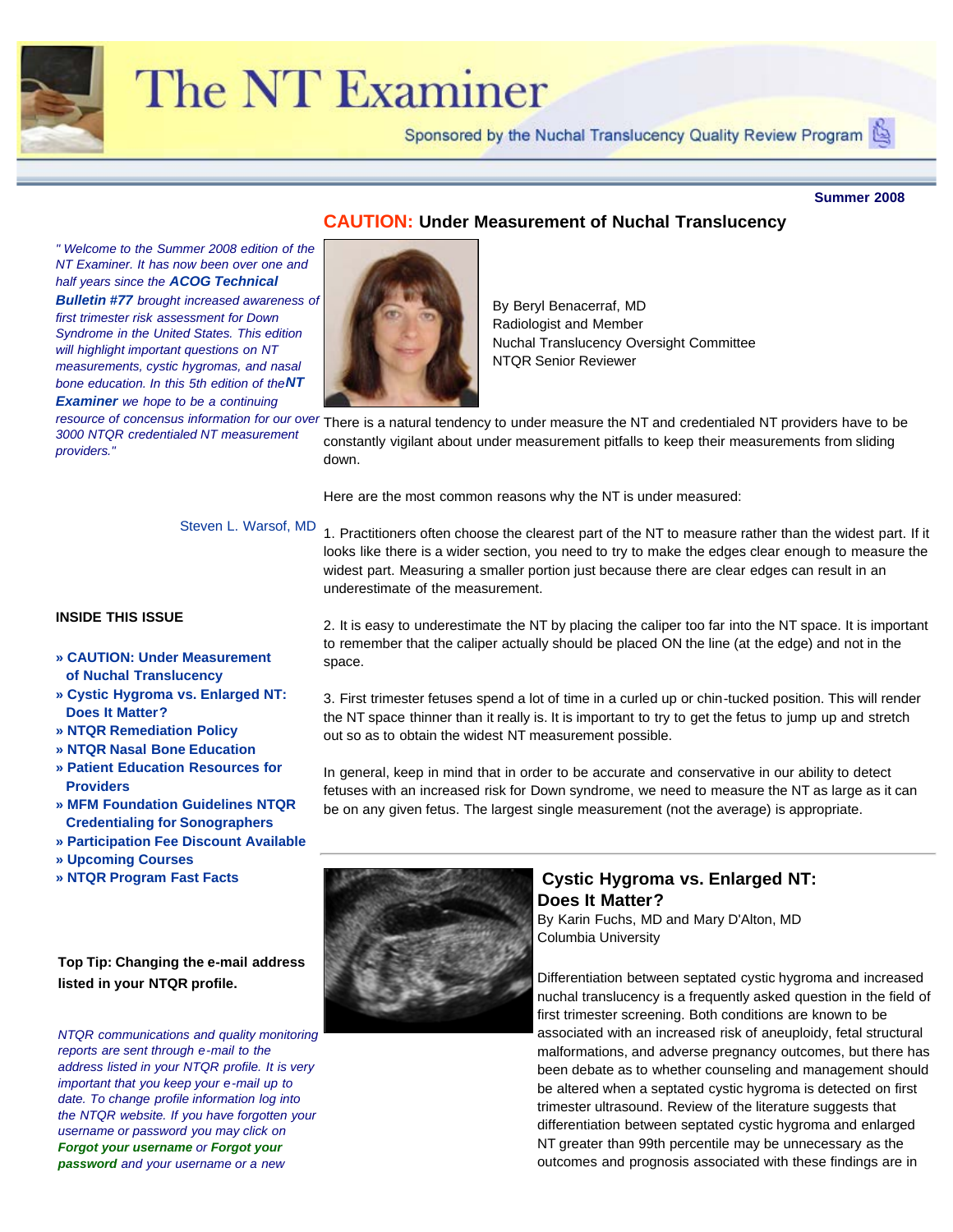# The NT Examiner

Sponsored by the Nuchal Translucency Quality Review Program

**Summer 2008**

*" Welcome to the Summer 2008 edition of the NT Examiner. It has now been over one and half years since the* ***ACOG Technical Bulletin #77*** *brought increased awareness of first trimester risk assessment for Down Syndrome in the United States. This edition will highlight important questions on NT measurements, cystic hygromas, and nasal bone education. In this 5th edition of the* ***NT Examiner*** *we hope to be a continuing resource of concensus information for our over 3000 NTQR credentialed NT measurement providers."*

Steven L. Warsof, MD

**INSIDE THIS ISSUE**

- **» CAUTION: Under Measurement of Nuchal Translucency**
- **» Cystic Hygroma vs. Enlarged NT: Does It Matter?**
- **» NTQR Remediation Policy**
- **» NTQR Nasal Bone Education**
- **» Patient Education Resources for Providers**
- **» MFM Foundation Guidelines NTQR Credentialing for Sonographers**
- **» Participation Fee Discount Available**
- **» Upcoming Courses**
- **» NTQR Program Fast Facts**

**Top Tip: Changing the e-mail address listed in your NTQR profile.**

*NTQR communications and quality monitoring reports are sent through e-mail to the address listed in your NTQR profile. It is very important that you keep your e-mail up to date. To change profile information log into the NTQR website. If you have forgotten your username or password you may click on* ***Forgot your username*** *or* ***Forgot your password*** *and your username or a new*

## CAUTION: Under Measurement of Nuchal Translucency

By Beryl Benacerraf, MD
Radiologist and Member
Nuchal Translucency Oversight Committee
NTQR Senior Reviewer

There is a natural tendency to under measure the NT and credentialed NT providers have to be constantly vigilant about under measurement pitfalls to keep their measurements from sliding down.

Here are the most common reasons why the NT is under measured:

1. Practitioners often choose the clearest part of the NT to measure rather than the widest part. If it looks like there is a wider section, you need to try to make the edges clear enough to measure the widest part. Measuring a smaller portion just because there are clear edges can result in an underestimate of the measurement.

2. It is easy to underestimate the NT by placing the caliper too far into the NT space. It is important to remember that the caliper actually should be placed ON the line (at the edge) and not in the space.

3. First trimester fetuses spend a lot of time in a curled up or chin-tucked position. This will render the NT space thinner than it really is. It is important to try to get the fetus to jump up and stretch out so as to obtain the widest NT measurement possible.

In general, keep in mind that in order to be accurate and conservative in our ability to detect fetuses with an increased risk for Down syndrome, we need to measure the NT as large as it can be on any given fetus. The largest single measurement (not the average) is appropriate.

## Cystic Hygroma vs. Enlarged NT: Does It Matter?

By Karin Fuchs, MD and Mary D'Alton, MD
Columbia University

Differentiation between septated cystic hygroma and increased nuchal translucency is a frequently asked question in the field of first trimester screening. Both conditions are known to be associated with an increased risk of aneuploidy, fetal structural malformations, and adverse pregnancy outcomes, but there has been debate as to whether counseling and management should be altered when a septated cystic hygroma is detected on first trimester ultrasound. Review of the literature suggests that differentiation between septated cystic hygroma and enlarged NT greater than 99th percentile may be unnecessary as the outcomes and prognosis associated with these findings are in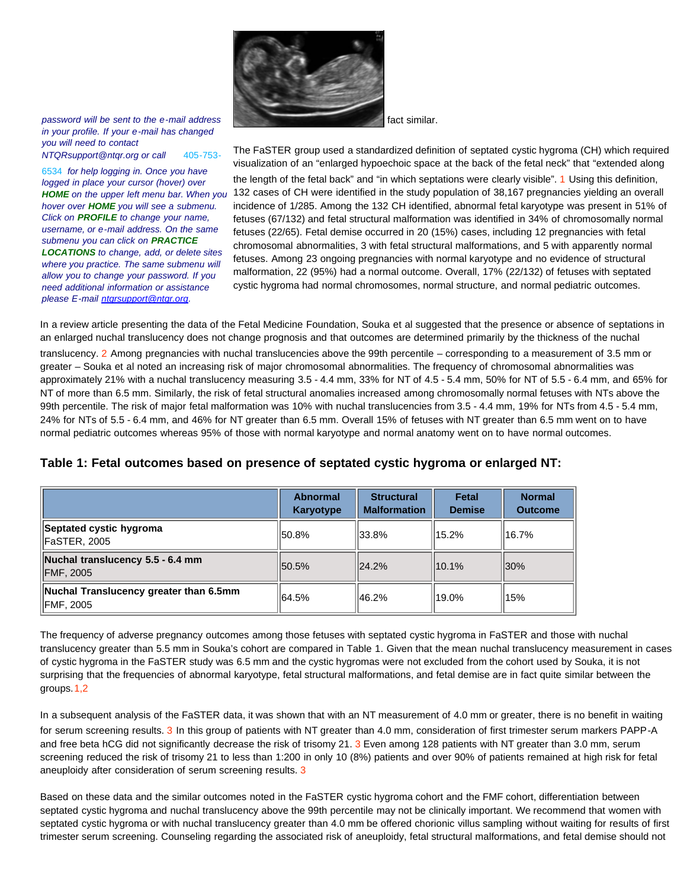password will be sent to the e-mail address in your profile. If your e-mail has changed you will need to contact NTQRsupport@ntqr.org or call 405-753-6534 for help logging in. Once you have logged in place your cursor (hover) over ***HOME*** on the upper left menu bar. When you hover over ***HOME*** you will see a submenu. Click on ***PROFILE*** to change your name, username, or e-mail address. On the same submenu you can click on ***PRACTICE LOCATIONS*** to change, add, or delete sites where you practice. The same submenu will allow you to change your password. If you need additional information or assistance please E-mail ntqrsupport@ntqr.org.

fact similar.

The FaSTER group used a standardized definition of septated cystic hygroma (CH) which required visualization of an "enlarged hypoechoic space at the back of the fetal neck" that "extended along the length of the fetal back" and "in which septations were clearly visible". [1] Using this definition, 132 cases of CH were identified in the study population of 38,167 pregnancies yielding an overall incidence of 1/285. Among the 132 CH identified, abnormal fetal karyotype was present in 51% of fetuses (67/132) and fetal structural malformation was identified in 34% of chromosomally normal fetuses (22/65). Fetal demise occurred in 20 (15%) cases, including 12 pregnancies with fetal chromosomal abnormalities, 3 with fetal structural malformations, and 5 with apparently normal fetuses. Among 23 ongoing pregnancies with normal karyotype and no evidence of structural malformation, 22 (95%) had a normal outcome. Overall, 17% (22/132) of fetuses with septated cystic hygroma had normal chromosomes, normal structure, and normal pediatric outcomes.

In a review article presenting the data of the Fetal Medicine Foundation, Souka et al suggested that the presence or absence of septations in an enlarged nuchal translucency does not change prognosis and that outcomes are determined primarily by the thickness of the nuchal translucency. [2] Among pregnancies with nuchal translucencies above the 99th percentile – corresponding to a measurement of 3.5 mm or greater – Souka et al noted an increasing risk of major chromosomal abnormalities. The frequency of chromosomal abnormalities was approximately 21% with a nuchal translucency measuring 3.5 - 4.4 mm, 33% for NT of 4.5 - 5.4 mm, 50% for NT of 5.5 - 6.4 mm, and 65% for NT of more than 6.5 mm. Similarly, the risk of fetal structural anomalies increased among chromosomally normal fetuses with NTs above the 99th percentile. The risk of major fetal malformation was 10% with nuchal translucencies from 3.5 - 4.4 mm, 19% for NTs from 4.5 - 5.4 mm, 24% for NTs of 5.5 - 6.4 mm, and 46% for NT greater than 6.5 mm. Overall 15% of fetuses with NT greater than 6.5 mm went on to have normal pediatric outcomes whereas 95% of those with normal karyotype and normal anatomy went on to have normal outcomes.

### Table 1: Fetal outcomes based on presence of septated cystic hygroma or enlarged NT:

| | Abnormal Karyotype | Structural Malformation | Fetal Demise | Normal Outcome |
|---|---|---|---|---|
| **Septated cystic hygroma** FaSTER, 2005 | 50.8% | 33.8% | 15.2% | 16.7% |
| **Nuchal translucency 5.5 - 6.4 mm** FMF, 2005 | 50.5% | 24.2% | 10.1% | 30% |
| **Nuchal Translucency greater than 6.5mm** FMF, 2005 | 64.5% | 46.2% | 19.0% | 15% |

The frequency of adverse pregnancy outcomes among those fetuses with septated cystic hygroma in FaSTER and those with nuchal translucency greater than 5.5 mm in Souka's cohort are compared in Table 1. Given that the mean nuchal translucency measurement in cases of cystic hygroma in the FaSTER study was 6.5 mm and the cystic hygromas were not excluded from the cohort used by Souka, it is not surprising that the frequencies of abnormal karyotype, fetal structural malformations, and fetal demise are in fact quite similar between the groups. [1,2]

In a subsequent analysis of the FaSTER data, it was shown that with an NT measurement of 4.0 mm or greater, there is no benefit in waiting for serum screening results. [3] In this group of patients with NT greater than 4.0 mm, consideration of first trimester serum markers PAPP-A and free beta hCG did not significantly decrease the risk of trisomy 21. [3] Even among 128 patients with NT greater than 3.0 mm, serum screening reduced the risk of trisomy 21 to less than 1:200 in only 10 (8%) patients and over 90% of patients remained at high risk for fetal aneuploidy after consideration of serum screening results. [3]

Based on these data and the similar outcomes noted in the FaSTER cystic hygroma cohort and the FMF cohort, differentiation between septated cystic hygroma and nuchal translucency above the 99th percentile may not be clinically important. We recommend that women with septated cystic hygroma or with nuchal translucency greater than 4.0 mm be offered chorionic villus sampling without waiting for results of first trimester serum screening. Counseling regarding the associated risk of aneuploidy, fetal structural malformations, and fetal demise should not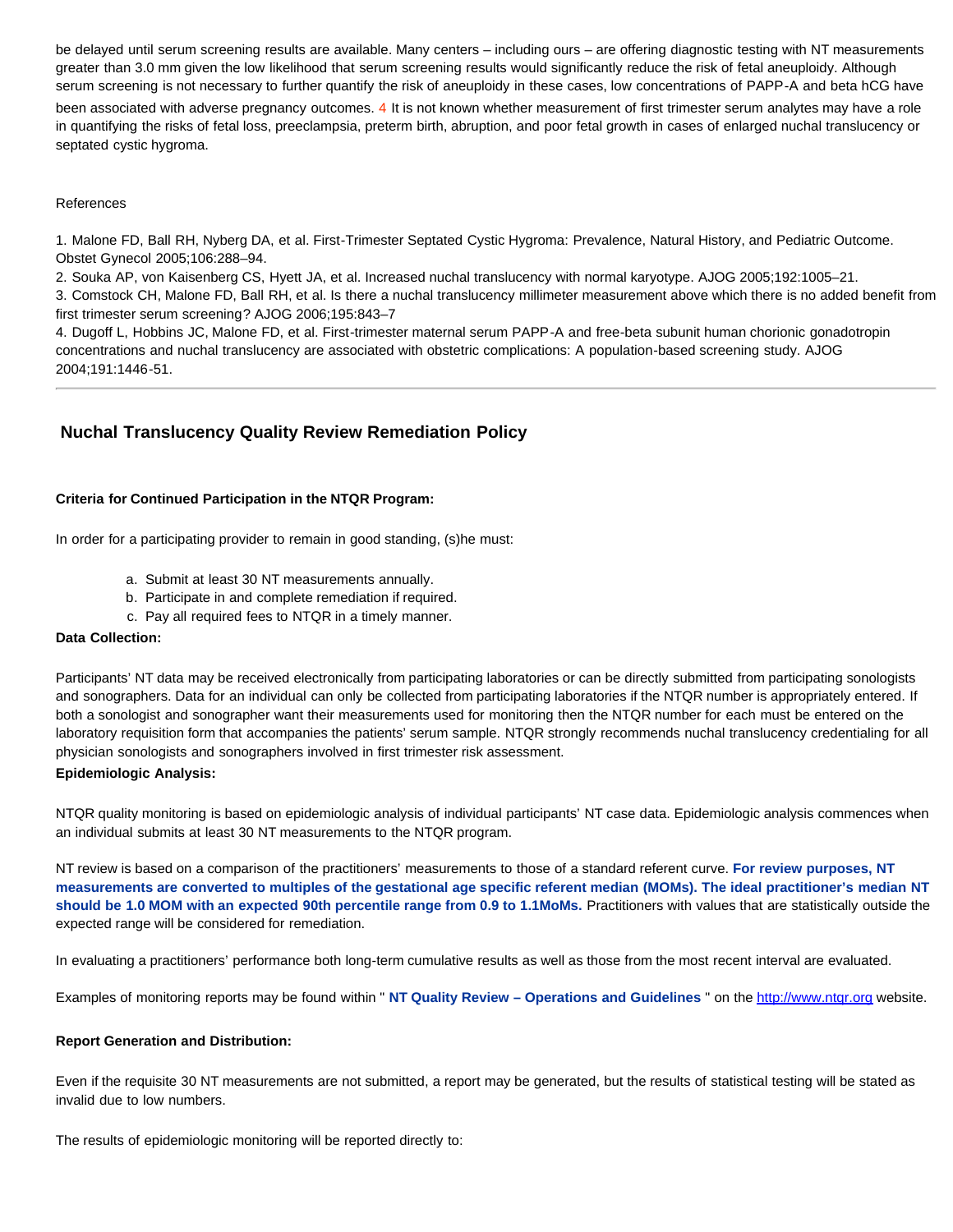be delayed until serum screening results are available. Many centers – including ours – are offering diagnostic testing with NT measurements greater than 3.0 mm given the low likelihood that serum screening results would significantly reduce the risk of fetal aneuploidy. Although serum screening is not necessary to further quantify the risk of aneuploidy in these cases, low concentrations of PAPP-A and beta hCG have been associated with adverse pregnancy outcomes. [4] It is not known whether measurement of first trimester serum analytes may have a role in quantifying the risks of fetal loss, preeclampsia, preterm birth, abruption, and poor fetal growth in cases of enlarged nuchal translucency or septated cystic hygroma.

References

1. Malone FD, Ball RH, Nyberg DA, et al. First-Trimester Septated Cystic Hygroma: Prevalence, Natural History, and Pediatric Outcome. Obstet Gynecol 2005;106:288–94.
2. Souka AP, von Kaisenberg CS, Hyett JA, et al. Increased nuchal translucency with normal karyotype. AJOG 2005;192:1005–21.
3. Comstock CH, Malone FD, Ball RH, et al. Is there a nuchal translucency millimeter measurement above which there is no added benefit from first trimester serum screening? AJOG 2006;195:843–7
4. Dugoff L, Hobbins JC, Malone FD, et al. First-trimester maternal serum PAPP-A and free-beta subunit human chorionic gonadotropin concentrations and nuchal translucency are associated with obstetric complications: A population-based screening study. AJOG 2004;191:1446-51.

---

## Nuchal Translucency Quality Review Remediation Policy

**Criteria for Continued Participation in the NTQR Program:**

In order for a participating provider to remain in good standing, (s)he must:

a. Submit at least 30 NT measurements annually.
b. Participate in and complete remediation if required.
c. Pay all required fees to NTQR in a timely manner.

**Data Collection:**

Participants' NT data may be received electronically from participating laboratories or can be directly submitted from participating sonologists and sonographers. Data for an individual can only be collected from participating laboratories if the NTQR number is appropriately entered. If both a sonologist and sonographer want their measurements used for monitoring then the NTQR number for each must be entered on the laboratory requisition form that accompanies the patients' serum sample. NTQR strongly recommends nuchal translucency credentialing for all physician sonologists and sonographers involved in first trimester risk assessment.

**Epidemiologic Analysis:**

NTQR quality monitoring is based on epidemiologic analysis of individual participants' NT case data. Epidemiologic analysis commences when an individual submits at least 30 NT measurements to the NTQR program.

NT review is based on a comparison of the practitioners' measurements to those of a standard referent curve. **For review purposes, NT measurements are converted to multiples of the gestational age specific referent median (MOMs). The ideal practitioner's median NT should be 1.0 MOM with an expected 90th percentile range from 0.9 to 1.1MoMs.** Practitioners with values that are statistically outside the expected range will be considered for remediation.

In evaluating a practitioners' performance both long-term cumulative results as well as those from the most recent interval are evaluated.

Examples of monitoring reports may be found within " **NT Quality Review – Operations and Guidelines** " on the http://www.ntqr.org website.

**Report Generation and Distribution:**

Even if the requisite 30 NT measurements are not submitted, a report may be generated, but the results of statistical testing will be stated as invalid due to low numbers.

The results of epidemiologic monitoring will be reported directly to: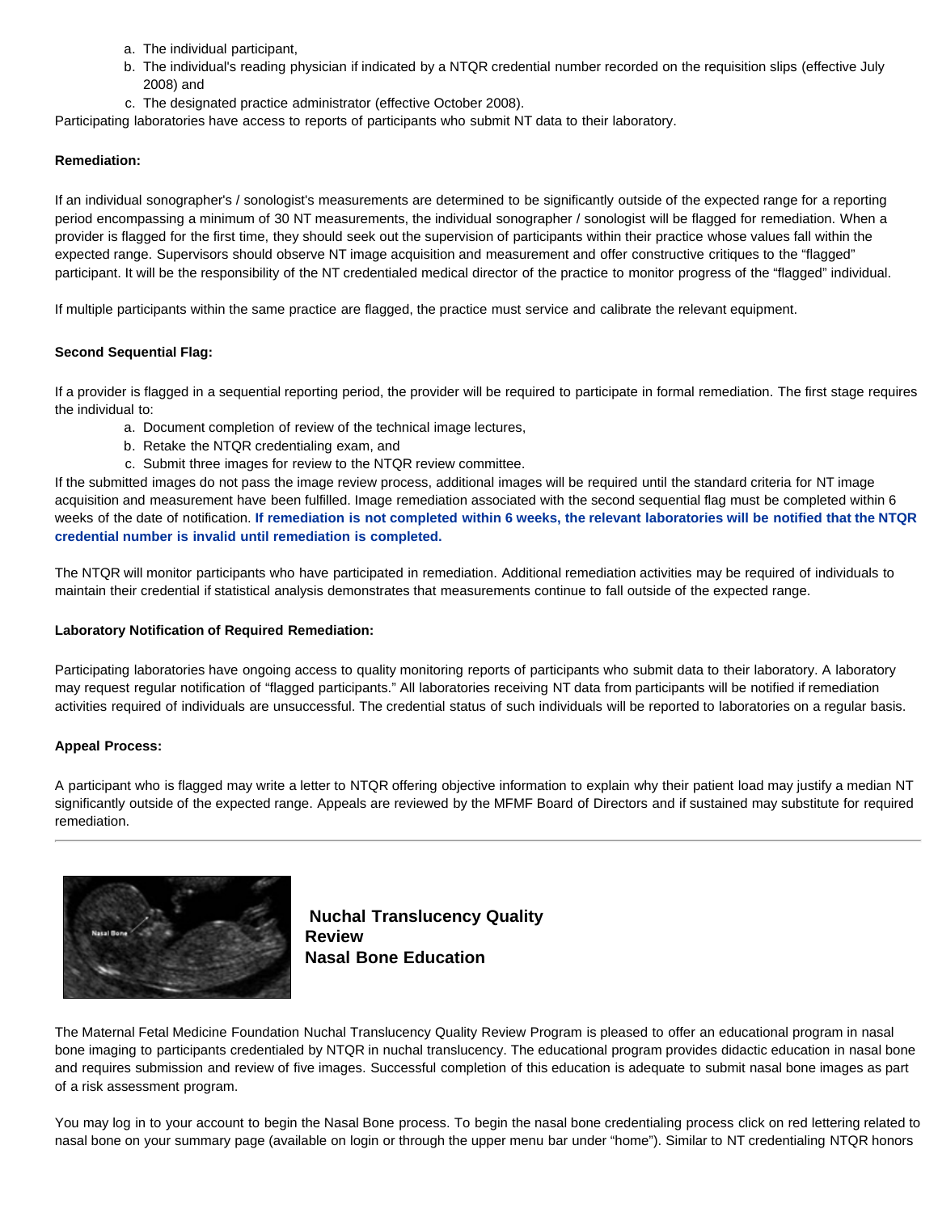a. The individual participant,
b. The individual's reading physician if indicated by a NTQR credential number recorded on the requisition slips (effective July 2008) and
c. The designated practice administrator (effective October 2008).

Participating laboratories have access to reports of participants who submit NT data to their laboratory.

**Remediation:**

If an individual sonographer's / sonologist's measurements are determined to be significantly outside of the expected range for a reporting period encompassing a minimum of 30 NT measurements, the individual sonographer / sonologist will be flagged for remediation. When a provider is flagged for the first time, they should seek out the supervision of participants within their practice whose values fall within the expected range. Supervisors should observe NT image acquisition and measurement and offer constructive critiques to the "flagged" participant. It will be the responsibility of the NT credentialed medical director of the practice to monitor progress of the "flagged" individual.

If multiple participants within the same practice are flagged, the practice must service and calibrate the relevant equipment.

**Second Sequential Flag:**

If a provider is flagged in a sequential reporting period, the provider will be required to participate in formal remediation. The first stage requires the individual to:

a. Document completion of review of the technical image lectures,
b. Retake the NTQR credentialing exam, and
c. Submit three images for review to the NTQR review committee.

If the submitted images do not pass the image review process, additional images will be required until the standard criteria for NT image acquisition and measurement have been fulfilled. Image remediation associated with the second sequential flag must be completed within 6 weeks of the date of notification. **If remediation is not completed within 6 weeks, the relevant laboratories will be notified that the NTQR credential number is invalid until remediation is completed.**

The NTQR will monitor participants who have participated in remediation. Additional remediation activities may be required of individuals to maintain their credential if statistical analysis demonstrates that measurements continue to fall outside of the expected range.

**Laboratory Notification of Required Remediation:**

Participating laboratories have ongoing access to quality monitoring reports of participants who submit data to their laboratory. A laboratory may request regular notification of "flagged participants." All laboratories receiving NT data from participants will be notified if remediation activities required of individuals are unsuccessful. The credential status of such individuals will be reported to laboratories on a regular basis.

**Appeal Process:**

A participant who is flagged may write a letter to NTQR offering objective information to explain why their patient load may justify a median NT significantly outside of the expected range. Appeals are reviewed by the MFMF Board of Directors and if sustained may substitute for required remediation.

---

**Nuchal Translucency Quality Review**
**Nasal Bone Education**

The Maternal Fetal Medicine Foundation Nuchal Translucency Quality Review Program is pleased to offer an educational program in nasal bone imaging to participants credentialed by NTQR in nuchal translucency. The educational program provides didactic education in nasal bone and requires submission and review of five images. Successful completion of this education is adequate to submit nasal bone images as part of a risk assessment program.

You may log in to your account to begin the Nasal Bone process. To begin the nasal bone credentialing process click on red lettering related to nasal bone on your summary page (available on login or through the upper menu bar under "home"). Similar to NT credentialing NTQR honors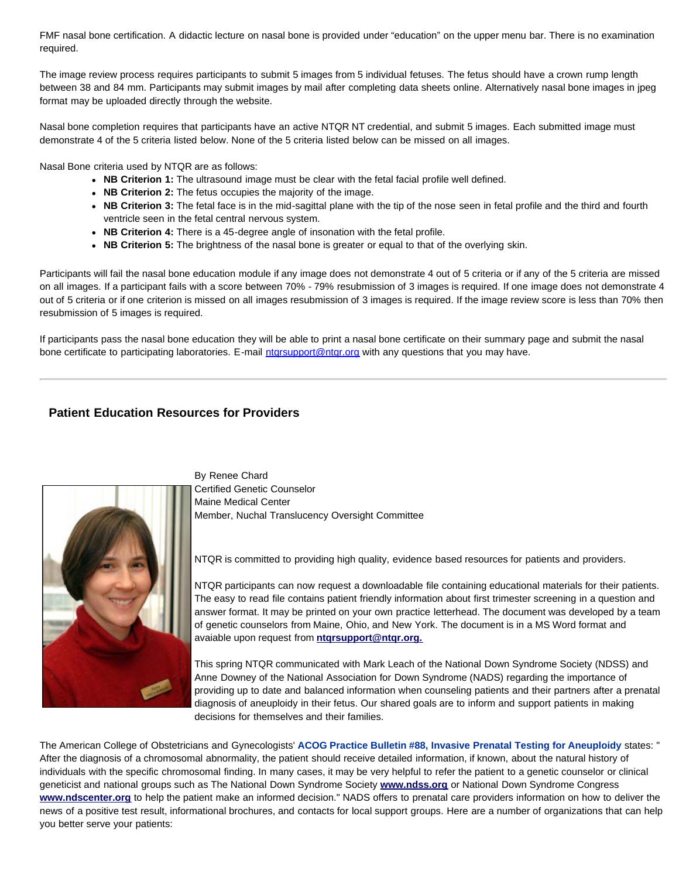FMF nasal bone certification. A didactic lecture on nasal bone is provided under "education" on the upper menu bar. There is no examination required.

The image review process requires participants to submit 5 images from 5 individual fetuses. The fetus should have a crown rump length between 38 and 84 mm. Participants may submit images by mail after completing data sheets online. Alternatively nasal bone images in jpeg format may be uploaded directly through the website.

Nasal bone completion requires that participants have an active NTQR NT credential, and submit 5 images. Each submitted image must demonstrate 4 of the 5 criteria listed below. None of the 5 criteria listed below can be missed on all images.

Nasal Bone criteria used by NTQR are as follows:

- **NB Criterion 1:** The ultrasound image must be clear with the fetal facial profile well defined.
- **NB Criterion 2:** The fetus occupies the majority of the image.
- **NB Criterion 3:** The fetal face is in the mid-sagittal plane with the tip of the nose seen in fetal profile and the third and fourth ventricle seen in the fetal central nervous system.
- **NB Criterion 4:** There is a 45-degree angle of insonation with the fetal profile.
- **NB Criterion 5:** The brightness of the nasal bone is greater or equal to that of the overlying skin.

Participants will fail the nasal bone education module if any image does not demonstrate 4 out of 5 criteria or if any of the 5 criteria are missed on all images. If a participant fails with a score between 70% - 79% resubmission of 3 images is required. If one image does not demonstrate 4 out of 5 criteria or if one criterion is missed on all images resubmission of 3 images is required. If the image review score is less than 70% then resubmission of 5 images is required.

If participants pass the nasal bone education they will be able to print a nasal bone certificate on their summary page and submit the nasal bone certificate to participating laboratories. E-mail ntqrsupport@ntqr.org with any questions that you may have.

---

## Patient Education Resources for Providers

By Renee Chard
Certified Genetic Counselor
Maine Medical Center
Member, Nuchal Translucency Oversight Committee

NTQR is committed to providing high quality, evidence based resources for patients and providers.

NTQR participants can now request a downloadable file containing educational materials for their patients. The easy to read file contains patient friendly information about first trimester screening in a question and answer format. It may be printed on your own practice letterhead. The document was developed by a team of genetic counselors from Maine, Ohio, and New York. The document is in a MS Word format and avaiable upon request from **ntqrsupport@ntqr.org.**

This spring NTQR communicated with Mark Leach of the National Down Syndrome Society (NDSS) and Anne Downey of the National Association for Down Syndrome (NADS) regarding the importance of providing up to date and balanced information when counseling patients and their partners after a prenatal diagnosis of aneuploidy in their fetus. Our shared goals are to inform and support patients in making decisions for themselves and their families.

The American College of Obstetricians and Gynecologists' **ACOG Practice Bulletin #88, Invasive Prenatal Testing for Aneuploidy** states: " After the diagnosis of a chromosomal abnormality, the patient should receive detailed information, if known, about the natural history of individuals with the specific chromosomal finding. In many cases, it may be very helpful to refer the patient to a genetic counselor or clinical geneticist and national groups such as The National Down Syndrome Society **www.ndss.org** or National Down Syndrome Congress **www.ndscenter.org** to help the patient make an informed decision." NADS offers to prenatal care providers information on how to deliver the news of a positive test result, informational brochures, and contacts for local support groups. Here are a number of organizations that can help you better serve your patients: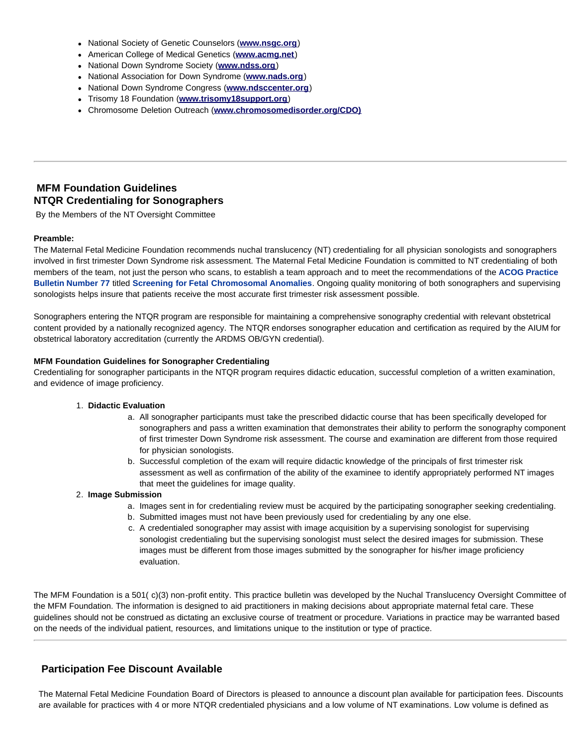- National Society of Genetic Counselors (**www.nsgc.org**)
- American College of Medical Genetics (**www.acmg.net**)
- National Down Syndrome Society (**www.ndss.org**)
- National Association for Down Syndrome (**www.nads.org**)
- National Down Syndrome Congress (**www.ndsccenter.org**)
- Trisomy 18 Foundation (**www.trisomy18support.org**)
- Chromosome Deletion Outreach (**www.chromosomedisorder.org/CDO)**

---

## MFM Foundation Guidelines
## NTQR Credentialing for Sonographers

By the Members of the NT Oversight Committee

**Preamble:**

The Maternal Fetal Medicine Foundation recommends nuchal translucency (NT) credentialing for all physician sonologists and sonographers involved in first trimester Down Syndrome risk assessment. The Maternal Fetal Medicine Foundation is committed to NT credentialing of both members of the team, not just the person who scans, to establish a team approach and to meet the recommendations of the **ACOG Practice Bulletin Number 77** titled **Screening for Fetal Chromosomal Anomalies**. Ongoing quality monitoring of both sonographers and supervising sonologists helps insure that patients receive the most accurate first trimester risk assessment possible.

Sonographers entering the NTQR program are responsible for maintaining a comprehensive sonography credential with relevant obstetrical content provided by a nationally recognized agency. The NTQR endorses sonographer education and certification as required by the AIUM for obstetrical laboratory accreditation (currently the ARDMS OB/GYN credential).

**MFM Foundation Guidelines for Sonographer Credentialing**

Credentialing for sonographer participants in the NTQR program requires didactic education, successful completion of a written examination, and evidence of image proficiency.

1. **Didactic Evaluation**
   a. All sonographer participants must take the prescribed didactic course that has been specifically developed for sonographers and pass a written examination that demonstrates their ability to perform the sonography component of first trimester Down Syndrome risk assessment. The course and examination are different from those required for physician sonologists.
   b. Successful completion of the exam will require didactic knowledge of the principals of first trimester risk assessment as well as confirmation of the ability of the examinee to identify appropriately performed NT images that meet the guidelines for image quality.
2. **Image Submission**
   a. Images sent in for credentialing review must be acquired by the participating sonographer seeking credentialing.
   b. Submitted images must not have been previously used for credentialing by any one else.
   c. A credentialed sonographer may assist with image acquisition by a supervising sonologist for supervising sonologist credentialing but the supervising sonologist must select the desired images for submission. These images must be different from those images submitted by the sonographer for his/her image proficiency evaluation.

The MFM Foundation is a 501( c)(3) non-profit entity. This practice bulletin was developed by the Nuchal Translucency Oversight Committee of the MFM Foundation. The information is designed to aid practitioners in making decisions about appropriate maternal fetal care. These guidelines should not be construed as dictating an exclusive course of treatment or procedure. Variations in practice may be warranted based on the needs of the individual patient, resources, and limitations unique to the institution or type of practice.

---

## Participation Fee Discount Available

The Maternal Fetal Medicine Foundation Board of Directors is pleased to announce a discount plan available for participation fees. Discounts are available for practices with 4 or more NTQR credentialed physicians and a low volume of NT examinations. Low volume is defined as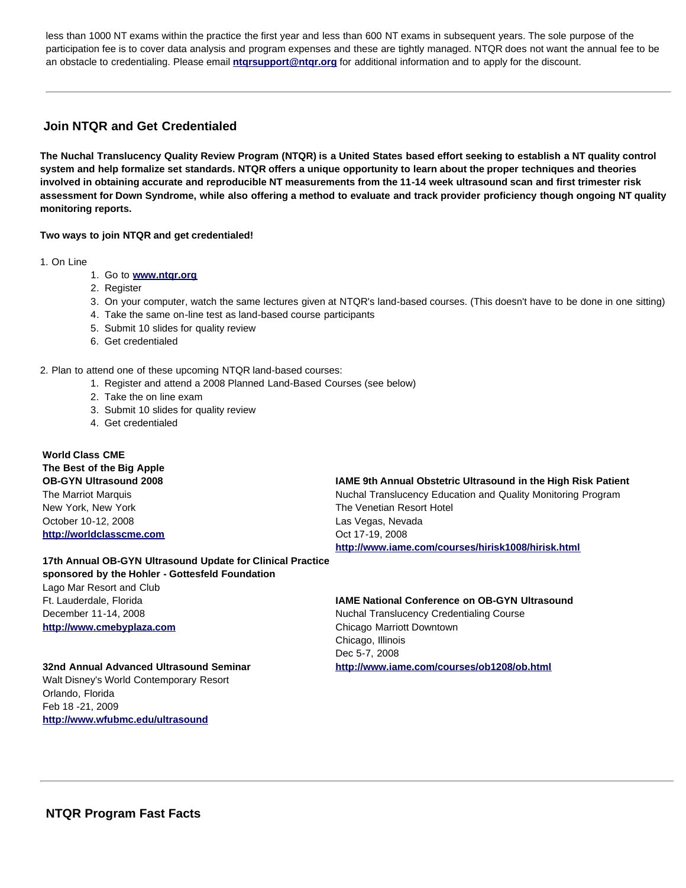less than 1000 NT exams within the practice the first year and less than 600 NT exams in subsequent years. The sole purpose of the participation fee is to cover data analysis and program expenses and these are tightly managed. NTQR does not want the annual fee to be an obstacle to credentialing. Please email **ntqrsupport@ntqr.org** for additional information and to apply for the discount.

---

## Join NTQR and Get Credentialed

**The Nuchal Translucency Quality Review Program (NTQR) is a United States based effort seeking to establish a NT quality control system and help formalize set standards. NTQR offers a unique opportunity to learn about the proper techniques and theories involved in obtaining accurate and reproducible NT measurements from the 11-14 week ultrasound scan and first trimester risk assessment for Down Syndrome, while also offering a method to evaluate and track provider proficiency though ongoing NT quality monitoring reports.**

**Two ways to join NTQR and get credentialed!**

1. On Line
    1. Go to **www.ntqr.org**
    2. Register
    3. On your computer, watch the same lectures given at NTQR's land-based courses. (This doesn't have to be done in one sitting)
    4. Take the same on-line test as land-based course participants
    5. Submit 10 slides for quality review
    6. Get credentialed

2. Plan to attend one of these upcoming NTQR land-based courses:
    1. Register and attend a 2008 Planned Land-Based Courses (see below)
    2. Take the on line exam
    3. Submit 10 slides for quality review
    4. Get credentialed

**World Class CME**
**The Best of the Big Apple**
**OB-GYN Ultrasound 2008**
The Marriot Marquis
New York, New York
October 10-12, 2008
**http://worldclasscme.com**

**17th Annual OB-GYN Ultrasound Update for Clinical Practice sponsored by the Hohler - Gottesfeld Foundation**
Lago Mar Resort and Club
Ft. Lauderdale, Florida
December 11-14, 2008
**http://www.cmebyplaza.com**

**32nd Annual Advanced Ultrasound Seminar**
Walt Disney's World Contemporary Resort
Orlando, Florida
Feb 18 -21, 2009
**http://www.wfubmc.edu/ultrasound**

**IAME 9th Annual Obstetric Ultrasound in the High Risk Patient**
Nuchal Translucency Education and Quality Monitoring Program
The Venetian Resort Hotel
Las Vegas, Nevada
Oct 17-19, 2008
**http://www.iame.com/courses/hirisk1008/hirisk.html**

**IAME National Conference on OB-GYN Ultrasound**
Nuchal Translucency Credentialing Course
Chicago Marriott Downtown
Chicago, Illinois
Dec 5-7, 2008
**http://www.iame.com/courses/ob1208/ob.html**

---

## NTQR Program Fast Facts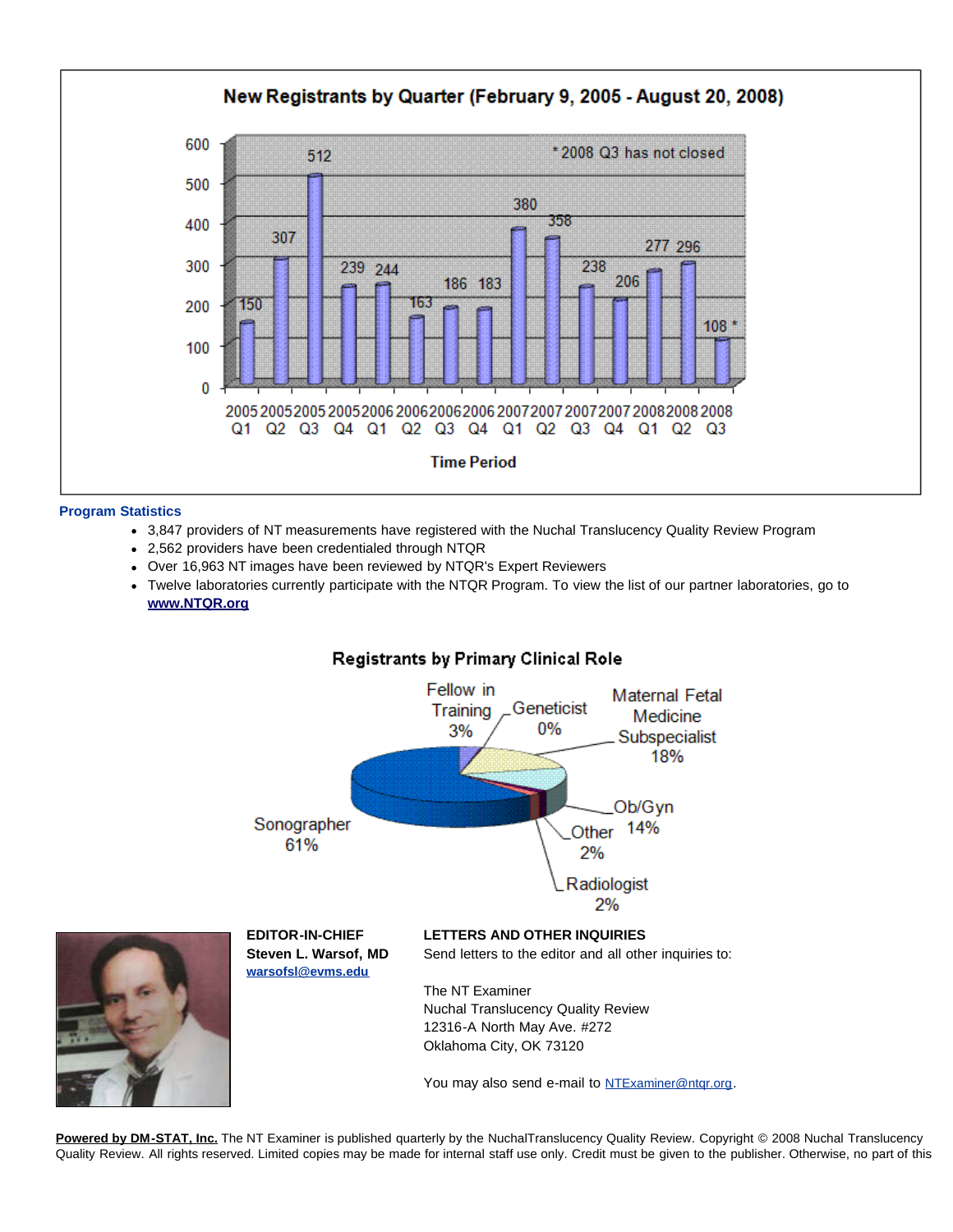**New Registrants by Quarter (February 9, 2005 - August 20, 2008)**

| Time Period | New Registrants |
|---|---|
| 2005 Q1 | 150 |
| 2005 Q2 | 307 |
| 2005 Q3 | 512 |
| 2005 Q4 | 239 |
| 2006 Q1 | 244 |
| 2006 Q2 | 163 |
| 2006 Q3 | 186 |
| 2006 Q4 | 183 |
| 2007 Q1 | 380 |
| 2007 Q2 | 358 |
| 2007 Q3 | 238 |
| 2007 Q4 | 206 |
| 2008 Q1 | 277 |
| 2008 Q2 | 296 |
| 2008 Q3 | 108 * |

* 2008 Q3 has not closed

### Program Statistics

- 3,847 providers of NT measurements have registered with the Nuchal Translucency Quality Review Program
- 2,562 providers have been credentialed through NTQR
- Over 16,963 NT images have been reviewed by NTQR's Expert Reviewers
- Twelve laboratories currently participate with the NTQR Program. To view the list of our partner laboratories, go to **www.NTQR.org**

**Registrants by Primary Clinical Role**

| Role | Percentage |
|---|---|
| Sonographer | 61% |
| Maternal Fetal Medicine Subspecialist | 18% |
| Ob/Gyn | 14% |
| Fellow in Training | 3% |
| Other | 2% |
| Radiologist | 2% |
| Geneticist | 0% |

**EDITOR-IN-CHIEF**
**Steven L. Warsof, MD**
warsofsl@evms.edu

**LETTERS AND OTHER INQUIRIES**
Send letters to the editor and all other inquiries to:

The NT Examiner
Nuchal Translucency Quality Review
12316-A North May Ave. #272
Oklahoma City, OK 73120

You may also send e-mail to NTExaminer@ntqr.org.

**Powered by DM-STAT, Inc.** The NT Examiner is published quarterly by the NuchalTranslucency Quality Review. Copyright © 2008 Nuchal Translucency Quality Review. All rights reserved. Limited copies may be made for internal staff use only. Credit must be given to the publisher. Otherwise, no part of this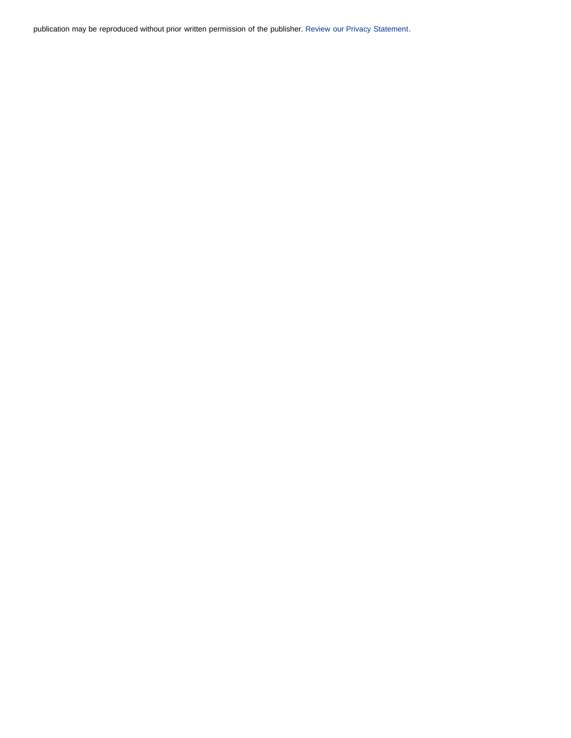publication may be reproduced without prior written permission of the publisher. Review our Privacy Statement.